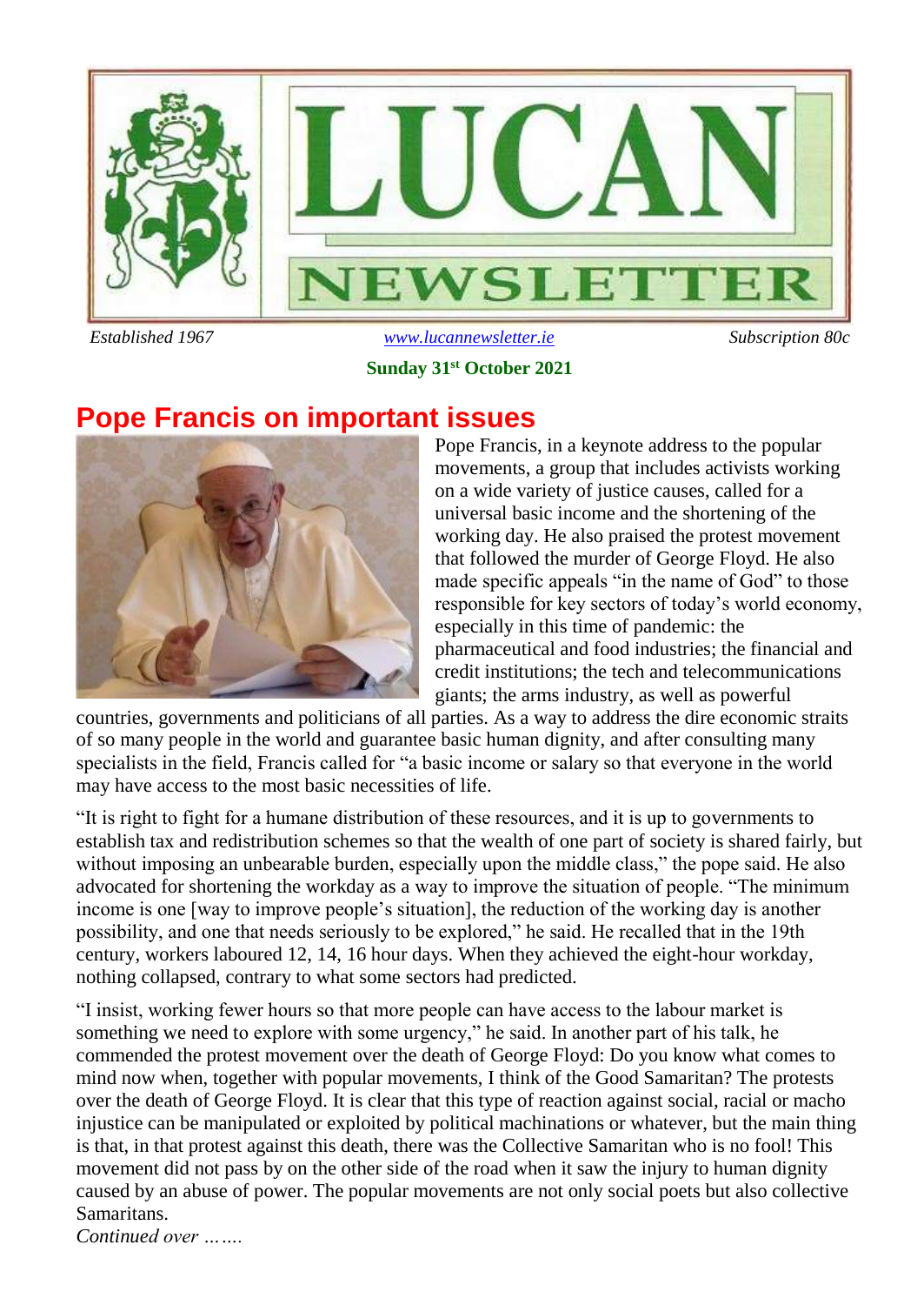# LUCAN NEWSLETTER

*Established 1967* www.lucannewsletter.ie *Subscription 80c*

**Sunday 31st October 2021**

## Pope Francis on important issues

Pope Francis, in a keynote address to the popular movements, a group that includes activists working on a wide variety of justice causes, called for a universal basic income and the shortening of the working day. He also praised the protest movement that followed the murder of George Floyd. He also made specific appeals "in the name of God" to those responsible for key sectors of today's world economy, especially in this time of pandemic: the pharmaceutical and food industries; the financial and credit institutions; the tech and telecommunications giants; the arms industry, as well as powerful countries, governments and politicians of all parties. As a way to address the dire economic straits of so many people in the world and guarantee basic human dignity, and after consulting many specialists in the field, Francis called for "a basic income or salary so that everyone in the world may have access to the most basic necessities of life.

"It is right to fight for a humane distribution of these resources, and it is up to governments to establish tax and redistribution schemes so that the wealth of one part of society is shared fairly, but without imposing an unbearable burden, especially upon the middle class," the pope said. He also advocated for shortening the workday as a way to improve the situation of people. "The minimum income is one [way to improve people's situation], the reduction of the working day is another possibility, and one that needs seriously to be explored," he said. He recalled that in the 19th century, workers laboured 12, 14, 16 hour days. When they achieved the eight-hour workday, nothing collapsed, contrary to what some sectors had predicted.

"I insist, working fewer hours so that more people can have access to the labour market is something we need to explore with some urgency," he said. In another part of his talk, he commended the protest movement over the death of George Floyd: Do you know what comes to mind now when, together with popular movements, I think of the Good Samaritan? The protests over the death of George Floyd. It is clear that this type of reaction against social, racial or macho injustice can be manipulated or exploited by political machinations or whatever, but the main thing is that, in that protest against this death, there was the Collective Samaritan who is no fool! This movement did not pass by on the other side of the road when it saw the injury to human dignity caused by an abuse of power. The popular movements are not only social poets but also collective Samaritans.

*Continued over …….*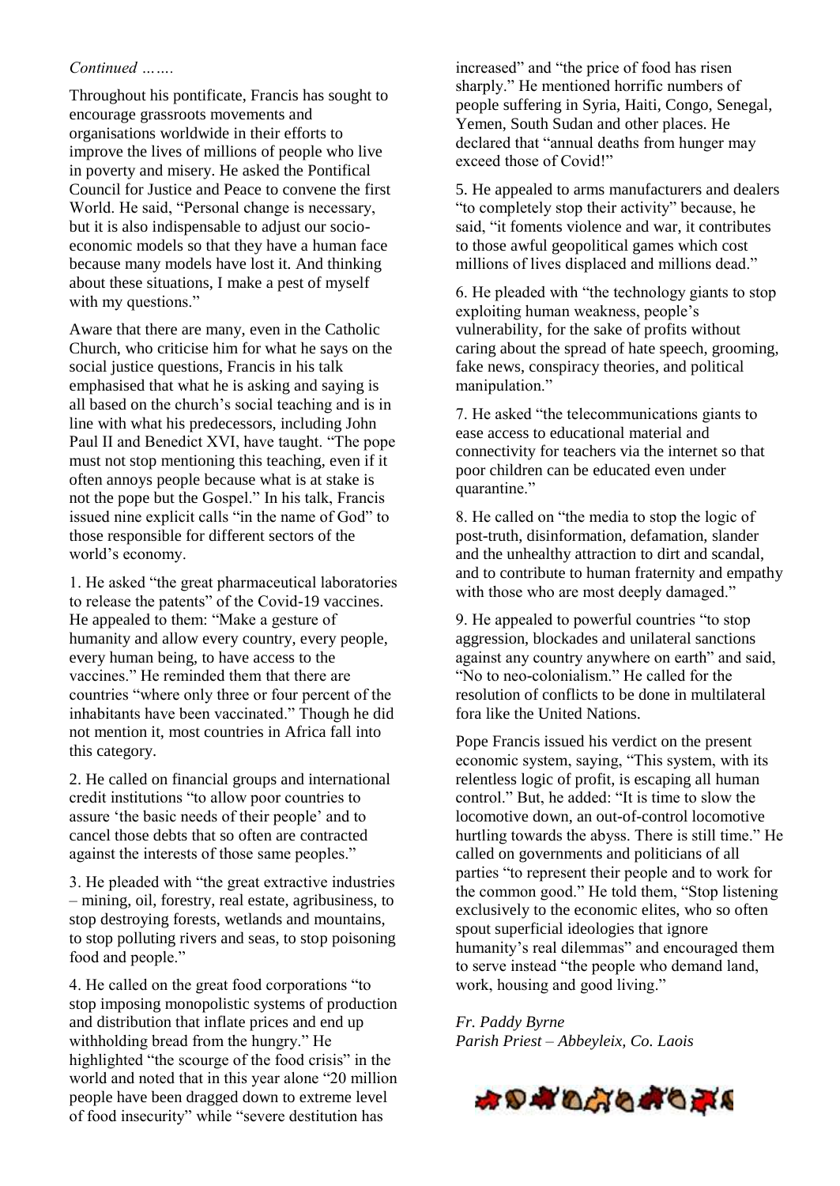*Continued …….*

Throughout his pontificate, Francis has sought to encourage grassroots movements and organisations worldwide in their efforts to improve the lives of millions of people who live in poverty and misery. He asked the Pontifical Council for Justice and Peace to convene the first World. He said, "Personal change is necessary, but it is also indispensable to adjust our socio-economic models so that they have a human face because many models have lost it. And thinking about these situations, I make a pest of myself with my questions."

Aware that there are many, even in the Catholic Church, who criticise him for what he says on the social justice questions, Francis in his talk emphasised that what he is asking and saying is all based on the church's social teaching and is in line with what his predecessors, including John Paul II and Benedict XVI, have taught. "The pope must not stop mentioning this teaching, even if it often annoys people because what is at stake is not the pope but the Gospel." In his talk, Francis issued nine explicit calls "in the name of God" to those responsible for different sectors of the world's economy.

1. He asked "the great pharmaceutical laboratories to release the patents" of the Covid-19 vaccines. He appealed to them: "Make a gesture of humanity and allow every country, every people, every human being, to have access to the vaccines." He reminded them that there are countries "where only three or four percent of the inhabitants have been vaccinated." Though he did not mention it, most countries in Africa fall into this category.

2. He called on financial groups and international credit institutions "to allow poor countries to assure 'the basic needs of their people' and to cancel those debts that so often are contracted against the interests of those same peoples."

3. He pleaded with "the great extractive industries – mining, oil, forestry, real estate, agribusiness, to stop destroying forests, wetlands and mountains, to stop polluting rivers and seas, to stop poisoning food and people."

4. He called on the great food corporations "to stop imposing monopolistic systems of production and distribution that inflate prices and end up withholding bread from the hungry." He highlighted "the scourge of the food crisis" in the world and noted that in this year alone "20 million people have been dragged down to extreme level of food insecurity" while "severe destitution has increased" and "the price of food has risen sharply." He mentioned horrific numbers of people suffering in Syria, Haiti, Congo, Senegal, Yemen, South Sudan and other places. He declared that "annual deaths from hunger may exceed those of Covid!"

5. He appealed to arms manufacturers and dealers "to completely stop their activity" because, he said, "it foments violence and war, it contributes to those awful geopolitical games which cost millions of lives displaced and millions dead."

6. He pleaded with "the technology giants to stop exploiting human weakness, people's vulnerability, for the sake of profits without caring about the spread of hate speech, grooming, fake news, conspiracy theories, and political manipulation."

7. He asked "the telecommunications giants to ease access to educational material and connectivity for teachers via the internet so that poor children can be educated even under quarantine."

8. He called on "the media to stop the logic of post-truth, disinformation, defamation, slander and the unhealthy attraction to dirt and scandal, and to contribute to human fraternity and empathy with those who are most deeply damaged."

9. He appealed to powerful countries "to stop aggression, blockades and unilateral sanctions against any country anywhere on earth" and said, "No to neo-colonialism." He called for the resolution of conflicts to be done in multilateral fora like the United Nations.

Pope Francis issued his verdict on the present economic system, saying, "This system, with its relentless logic of profit, is escaping all human control." But, he added: "It is time to slow the locomotive down, an out-of-control locomotive hurtling towards the abyss. There is still time." He called on governments and politicians of all parties "to represent their people and to work for the common good." He told them, "Stop listening exclusively to the economic elites, who so often spout superficial ideologies that ignore humanity's real dilemmas" and encouraged them to serve instead "the people who demand land, work, housing and good living."

*Fr. Paddy Byrne*
*Parish Priest – Abbeyleix, Co. Laois*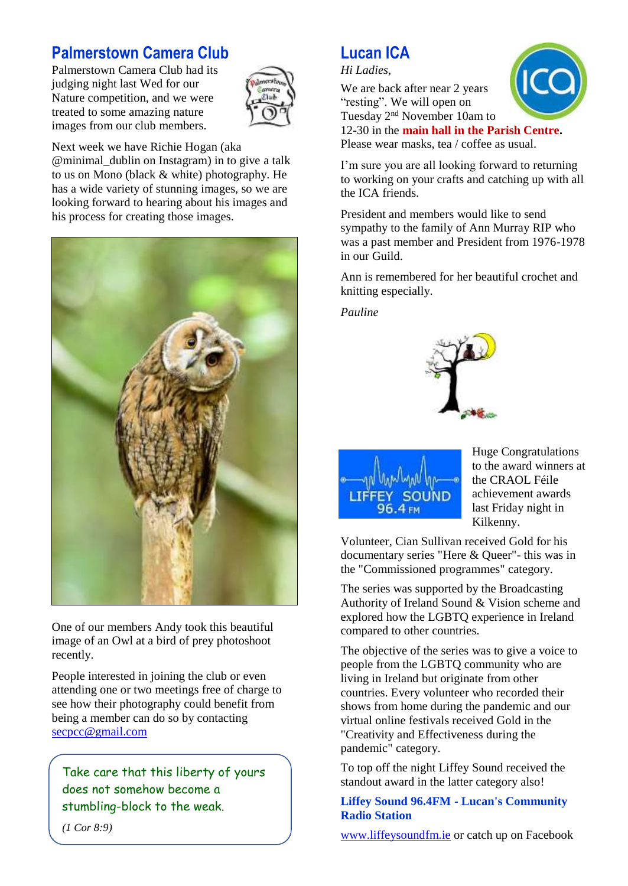## Palmerstown Camera Club

Palmerstown Camera Club had its judging night last Wed for our Nature competition, and we were treated to some amazing nature images from our club members.

Next week we have Richie Hogan (aka @minimal_dublin on Instagram) in to give a talk to us on Mono (black & white) photography. He has a wide variety of stunning images, so we are looking forward to hearing about his images and his process for creating those images.

One of our members Andy took this beautiful image of an Owl at a bird of prey photoshoot recently.

People interested in joining the club or even attending one or two meetings free of charge to see how their photography could benefit from being a member can do so by contacting [secpcc@gmail.com](mailto:secpcc@gmail.com)

> Take care that this liberty of yours does not somehow become a stumbling-block to the weak.
>
> *(1 Cor 8:9)*

## Lucan ICA

*Hi Ladies,*

We are back after near 2 years "resting". We will open on Tuesday 2nd November 10am to 12-30 in the **main hall in the Parish Centre.** Please wear masks, tea / coffee as usual.

I'm sure you are all looking forward to returning to working on your crafts and catching up with all the ICA friends.

President and members would like to send sympathy to the family of Ann Murray RIP who was a past member and President from 1976-1978 in our Guild.

Ann is remembered for her beautiful crochet and knitting especially.

*Pauline*

Huge Congratulations to the award winners at the CRAOL Féile achievement awards last Friday night in Kilkenny.

Volunteer, Cian Sullivan received Gold for his documentary series "Here & Queer"- this was in the "Commissioned programmes" category.

The series was supported by the Broadcasting Authority of Ireland Sound & Vision scheme and explored how the LGBTQ experience in Ireland compared to other countries.

The objective of the series was to give a voice to people from the LGBTQ community who are living in Ireland but originate from other countries. Every volunteer who recorded their shows from home during the pandemic and our virtual online festivals received Gold in the "Creativity and Effectiveness during the pandemic" category.

To top off the night Liffey Sound received the standout award in the latter category also!

**Liffey Sound 96.4FM - Lucan's Community Radio Station**

[www.liffeysoundfm.ie](http://www.liffeysoundfm.ie) or catch up on Facebook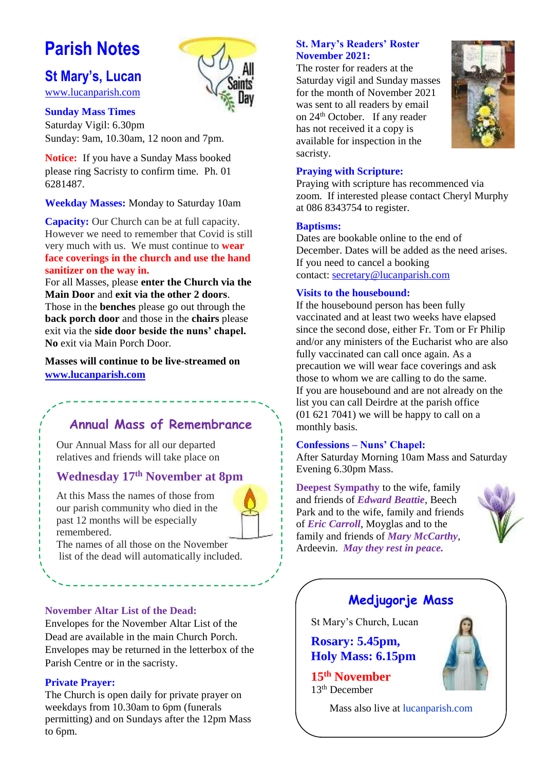# Parish Notes

## St Mary's, Lucan

www.lucanparish.com

**Sunday Mass Times**
Saturday Vigil: 6.30pm
Sunday: 9am, 10.30am, 12 noon and 7pm.

**Notice:** If you have a Sunday Mass booked please ring Sacristy to confirm time. Ph. 01 6281487.

**Weekday Masses:** Monday to Saturday 10am

**Capacity:** Our Church can be at full capacity. However we need to remember that Covid is still very much with us. We must continue to **wear face coverings in the church and use the hand sanitizer on the way in.**
For all Masses, please **enter the Church via the Main Door** and **exit via the other 2 doors**. Those in the **benches** please go out through the **back porch door** and those in the **chairs** please exit via the **side door beside the nuns' chapel. No** exit via Main Porch Door.

**Masses will continue to be live-streamed on www.lucanparish.com**

### Annual Mass of Remembrance

Our Annual Mass for all our departed relatives and friends will take place on

**Wednesday 17th November at 8pm**

At this Mass the names of those from our parish community who died in the past 12 months will be especially remembered.
The names of all those on the November list of the dead will automatically included.

**November Altar List of the Dead:**
Envelopes for the November Altar List of the Dead are available in the main Church Porch. Envelopes may be returned in the letterbox of the Parish Centre or in the sacristy.

**Private Prayer:**
The Church is open daily for private prayer on weekdays from 10.30am to 6pm (funerals permitting) and on Sundays after the 12pm Mass to 6pm.

**St. Mary's Readers' Roster November 2021:**
The roster for readers at the Saturday vigil and Sunday masses for the month of November 2021 was sent to all readers by email on 24th October. If any reader has not received it a copy is available for inspection in the sacristy.

**Praying with Scripture:**
Praying with scripture has recommenced via zoom. If interested please contact Cheryl Murphy at 086 8343754 to register.

**Baptisms:**
Dates are bookable online to the end of December. Dates will be added as the need arises. If you need to cancel a booking contact: secretary@lucanparish.com

**Visits to the housebound:**
If the housebound person has been fully vaccinated and at least two weeks have elapsed since the second dose, either Fr. Tom or Fr Philip and/or any ministers of the Eucharist who are also fully vaccinated can call once again. As a precaution we will wear face coverings and ask those to whom we are calling to do the same.
If you are housebound and are not already on the list you can call Deirdre at the parish office (01 621 7041) we will be happy to call on a monthly basis.

**Confessions – Nuns' Chapel:**
After Saturday Morning 10am Mass and Saturday Evening 6.30pm Mass.

**Deepest Sympathy** to the wife, family and friends of ***Edward Beattie***, Beech Park and to the wife, family and friends of ***Eric Carroll***, Moyglas and to the family and friends of ***Mary McCarthy***, Ardeevin. ***May they rest in peace.***

### Medjugorje Mass

St Mary's Church, Lucan

**Rosary: 5.45pm,**
**Holy Mass: 6.15pm**

**15th November**
13th December

Mass also live at lucanparish.com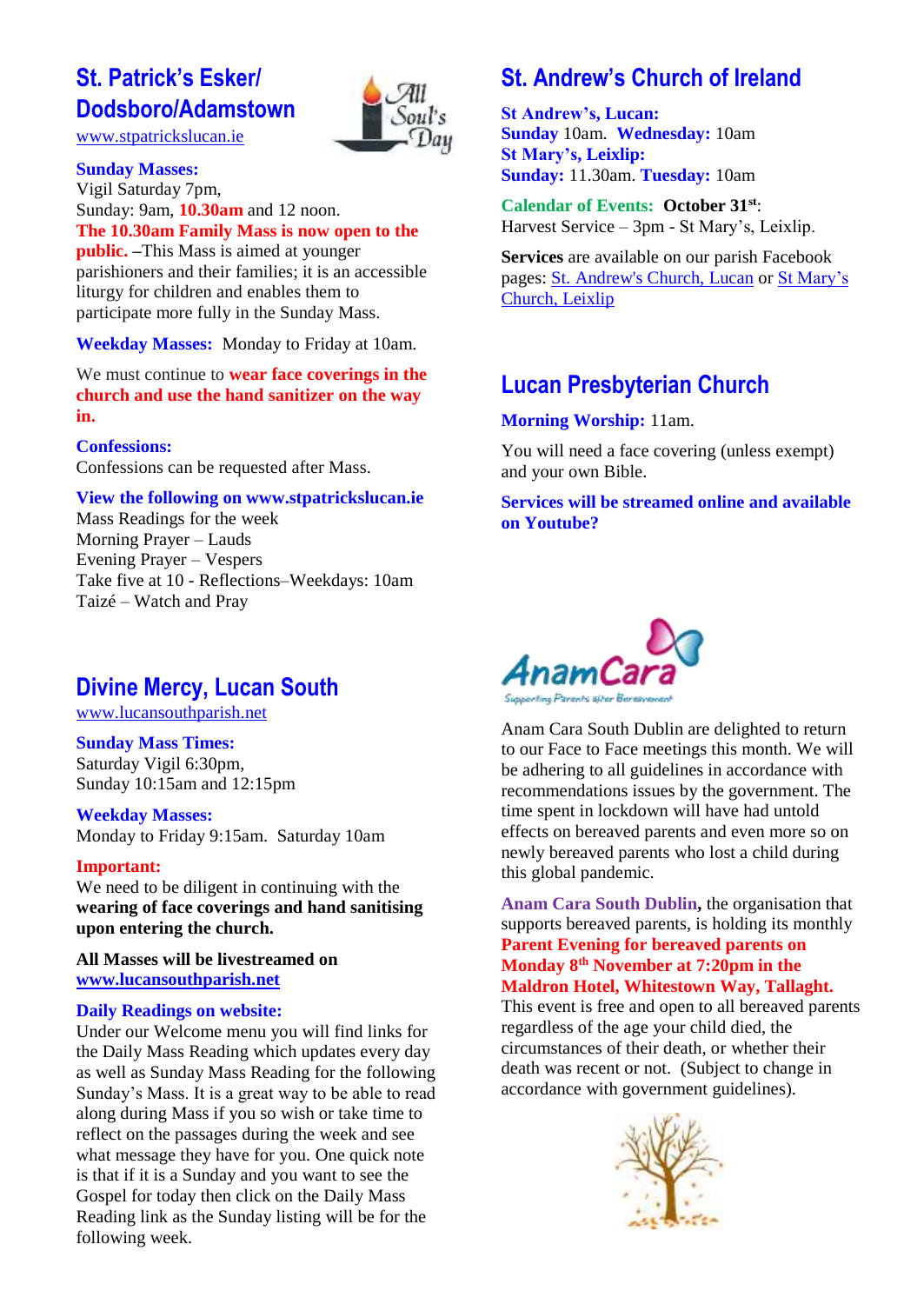## St. Patrick's Esker/ Dodsboro/Adamstown

www.stpatrickslucan.ie

**Sunday Masses:**
Vigil Saturday 7pm,
Sunday: 9am, **10.30am** and 12 noon.
**The 10.30am Family Mass is now open to the public.** –This Mass is aimed at younger parishioners and their families; it is an accessible liturgy for children and enables them to participate more fully in the Sunday Mass.

**Weekday Masses:** Monday to Friday at 10am.

We must continue to **wear face coverings in the church and use the hand sanitizer on the way in.**

**Confessions:**
Confessions can be requested after Mass.

**View the following on www.stpatrickslucan.ie**
Mass Readings for the week
Morning Prayer – Lauds
Evening Prayer – Vespers
Take five at 10 - Reflections–Weekdays: 10am
Taizé – Watch and Pray

## Divine Mercy, Lucan South

www.lucansouthparish.net

**Sunday Mass Times:**
Saturday Vigil 6:30pm,
Sunday 10:15am and 12:15pm

**Weekday Masses:**
Monday to Friday 9:15am. Saturday 10am

**Important:**
We need to be diligent in continuing with the **wearing of face coverings and hand sanitising upon entering the church.**

**All Masses will be livestreamed on www.lucansouthparish.net**

**Daily Readings on website:**
Under our Welcome menu you will find links for the Daily Mass Reading which updates every day as well as Sunday Mass Reading for the following Sunday's Mass. It is a great way to be able to read along during Mass if you so wish or take time to reflect on the passages during the week and see what message they have for you. One quick note is that if it is a Sunday and you want to see the Gospel for today then click on the Daily Mass Reading link as the Sunday listing will be for the following week.

## St. Andrew's Church of Ireland

**St Andrew's, Lucan:**
**Sunday** 10am. **Wednesday:** 10am
**St Mary's, Leixlip:**
**Sunday:** 11.30am. **Tuesday:** 10am

**Calendar of Events: October 31st:**
Harvest Service – 3pm - St Mary's, Leixlip.

**Services** are available on our parish Facebook pages: St. Andrew's Church, Lucan or St Mary's Church, Leixlip

## Lucan Presbyterian Church

**Morning Worship:** 11am.

You will need a face covering (unless exempt) and your own Bible.

**Services will be streamed online and available on Youtube?**

Anam Cara South Dublin are delighted to return to our Face to Face meetings this month. We will be adhering to all guidelines in accordance with recommendations issues by the government. The time spent in lockdown will have had untold effects on bereaved parents and even more so on newly bereaved parents who lost a child during this global pandemic.

**Anam Cara South Dublin,** the organisation that supports bereaved parents, is holding its monthly **Parent Evening for bereaved parents on Monday 8th November at 7:20pm in the Maldron Hotel, Whitestown Way, Tallaght.** This event is free and open to all bereaved parents regardless of the age your child died, the circumstances of their death, or whether their death was recent or not. (Subject to change in accordance with government guidelines).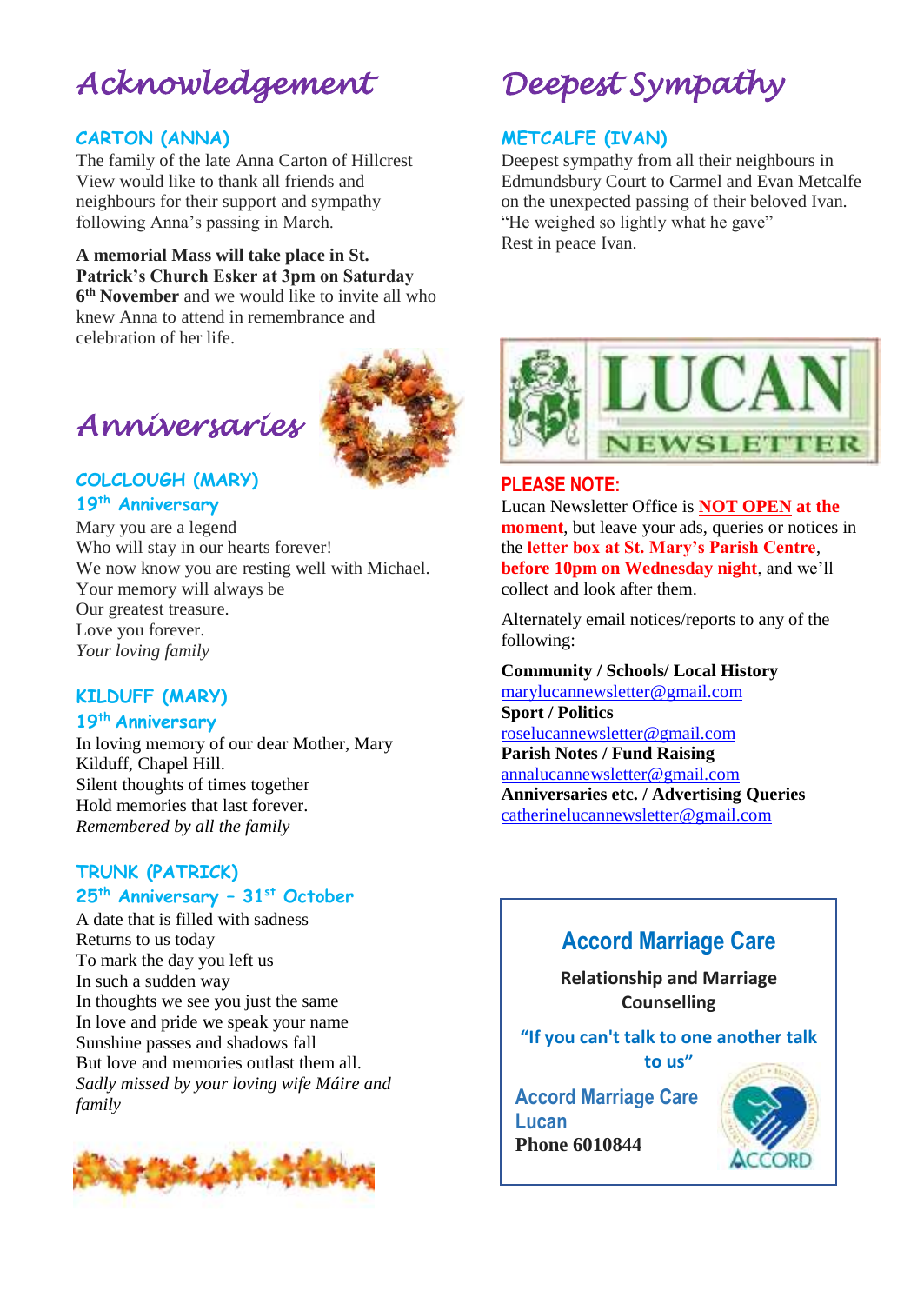# Acknowledgement

### CARTON (ANNA)

The family of the late Anna Carton of Hillcrest View would like to thank all friends and neighbours for their support and sympathy following Anna's passing in March.

**A memorial Mass will take place in St. Patrick's Church Esker at 3pm on Saturday 6th November** and we would like to invite all who knew Anna to attend in remembrance and celebration of her life.

# Anniversaries

### COLCLOUGH (MARY)
### 19th Anniversary

Mary you are a legend
Who will stay in our hearts forever!
We now know you are resting well with Michael.
Your memory will always be
Our greatest treasure.
Love you forever.
*Your loving family*

### KILDUFF (MARY)
### 19th Anniversary

In loving memory of our dear Mother, Mary Kilduff, Chapel Hill.
Silent thoughts of times together
Hold memories that last forever.
*Remembered by all the family*

### TRUNK (PATRICK)
### 25th Anniversary – 31st October

A date that is filled with sadness
Returns to us today
To mark the day you left us
In such a sudden way
In thoughts we see you just the same
In love and pride we speak your name
Sunshine passes and shadows fall
But love and memories outlast them all.
*Sadly missed by your loving wife Máire and family*

# Deepest Sympathy

### METCALFE (IVAN)

Deepest sympathy from all their neighbours in Edmundsbury Court to Carmel and Evan Metcalfe on the unexpected passing of their beloved Ivan.
"He weighed so lightly what he gave"
Rest in peace Ivan.

## LUCAN NEWSLETTER

### PLEASE NOTE:

Lucan Newsletter Office is **NOT OPEN at the moment**, but leave your ads, queries or notices in the **letter box at St. Mary's Parish Centre**, **before 10pm on Wednesday night**, and we'll collect and look after them.

Alternately email notices/reports to any of the following:

**Community / Schools/ Local History**
marylucannewsletter@gmail.com
**Sport / Politics**
roselucannewsletter@gmail.com
**Parish Notes / Fund Raising**
annalucannewsletter@gmail.com
**Anniversaries etc. / Advertising Queries**
catherinelucannewsletter@gmail.com

## Accord Marriage Care

**Relationship and Marriage Counselling**

**"If you can't talk to one another talk to us"**

**Accord Marriage Care Lucan**
**Phone 6010844**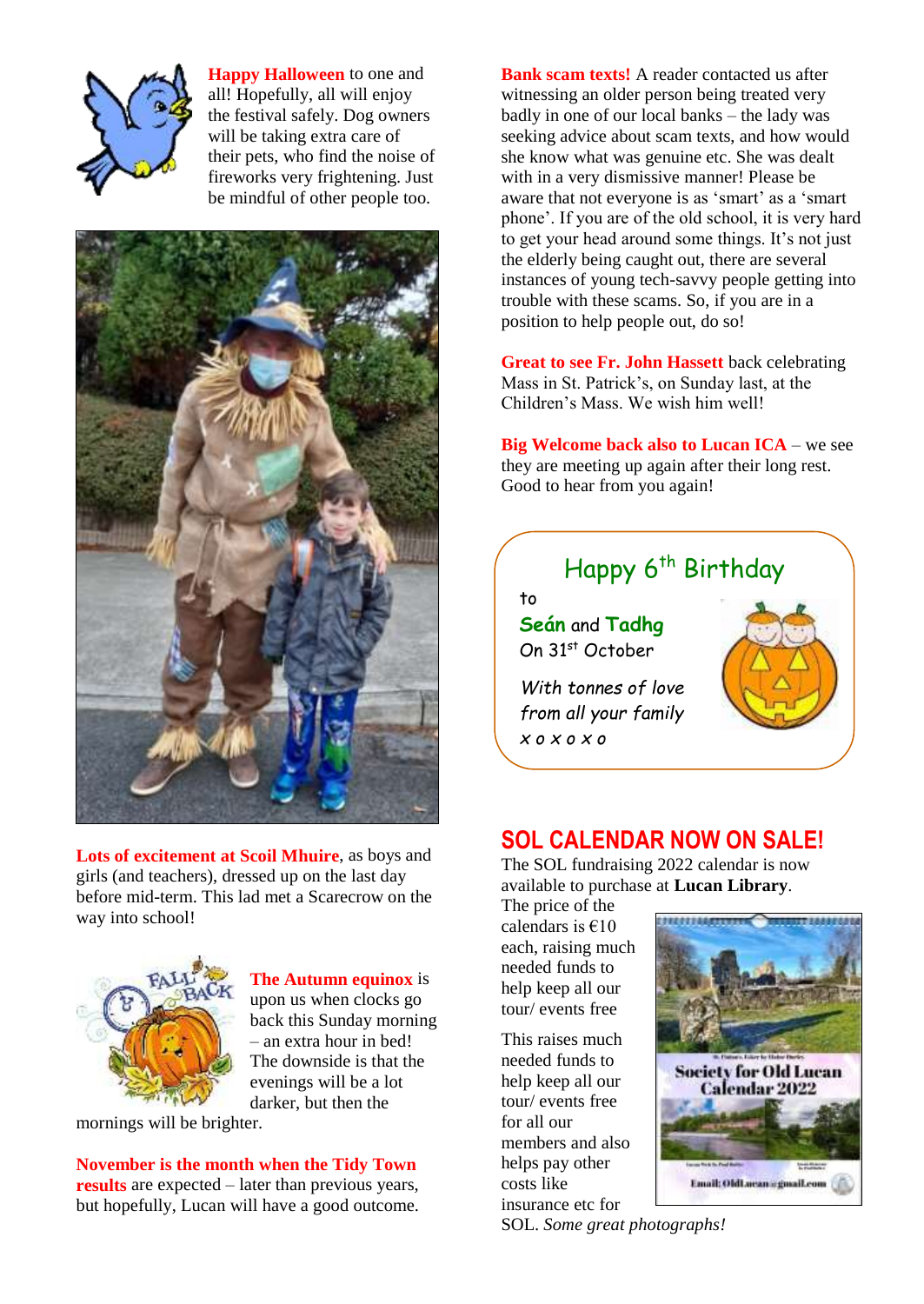**Happy Halloween** to one and all! Hopefully, all will enjoy the festival safely. Dog owners will be taking extra care of their pets, who find the noise of fireworks very frightening. Just be mindful of other people too.

**Lots of excitement at Scoil Mhuire**, as boys and girls (and teachers), dressed up on the last day before mid-term. This lad met a Scarecrow on the way into school!

**The Autumn equinox** is upon us when clocks go back this Sunday morning – an extra hour in bed! The downside is that the evenings will be a lot darker, but then the mornings will be brighter.

**November is the month when the Tidy Town results** are expected – later than previous years, but hopefully, Lucan will have a good outcome.

**Bank scam texts!** A reader contacted us after witnessing an older person being treated very badly in one of our local banks – the lady was seeking advice about scam texts, and how would she know what was genuine etc. She was dealt with in a very dismissive manner! Please be aware that not everyone is as 'smart' as a 'smart phone'. If you are of the old school, it is very hard to get your head around some things. It's not just the elderly being caught out, there are several instances of young tech-savvy people getting into trouble with these scams. So, if you are in a position to help people out, do so!

**Great to see Fr. John Hassett** back celebrating Mass in St. Patrick's, on Sunday last, at the Children's Mass. We wish him well!

**Big Welcome back also to Lucan ICA** – we see they are meeting up again after their long rest. Good to hear from you again!

## Happy 6th Birthday

to
**Seán** and **Tadhg**
On 31st October

*With tonnes of love from all your family*
*x o x o x o*

## SOL CALENDAR NOW ON SALE!

The SOL fundraising 2022 calendar is now available to purchase at **Lucan Library**. The price of the calendars is €10 each, raising much needed funds to help keep all our tour/ events free

This raises much needed funds to help keep all our tour/ events free for all our members and also helps pay other costs like insurance etc for SOL. *Some great photographs!*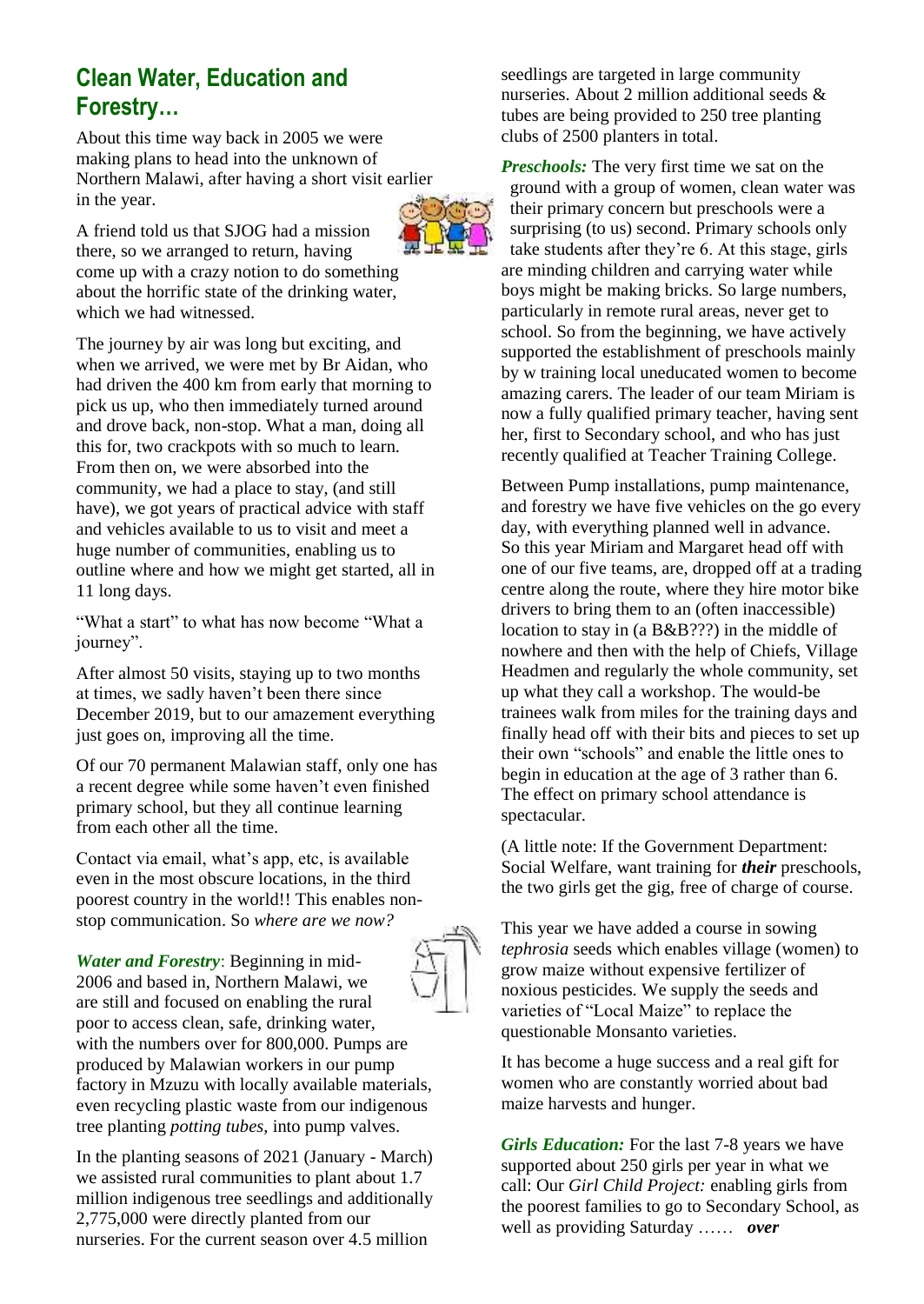## Clean Water, Education and Forestry…

About this time way back in 2005 we were making plans to head into the unknown of Northern Malawi, after having a short visit earlier in the year.

A friend told us that SJOG had a mission there, so we arranged to return, having come up with a crazy notion to do something about the horrific state of the drinking water, which we had witnessed.

The journey by air was long but exciting, and when we arrived, we were met by Br Aidan, who had driven the 400 km from early that morning to pick us up, who then immediately turned around and drove back, non-stop. What a man, doing all this for, two crackpots with so much to learn. From then on, we were absorbed into the community, we had a place to stay, (and still have), we got years of practical advice with staff and vehicles available to us to visit and meet a huge number of communities, enabling us to outline where and how we might get started, all in 11 long days.

"What a start" to what has now become "What a journey".

After almost 50 visits, staying up to two months at times, we sadly haven't been there since December 2019, but to our amazement everything just goes on, improving all the time.

Of our 70 permanent Malawian staff, only one has a recent degree while some haven't even finished primary school, but they all continue learning from each other all the time.

Contact via email, what's app, etc, is available even in the most obscure locations, in the third poorest country in the world!! This enables non-stop communication. So *where are we now?*

***Water and Forestry***: Beginning in mid-2006 and based in, Northern Malawi, we are still and focused on enabling the rural poor to access clean, safe, drinking water, with the numbers over for 800,000. Pumps are produced by Malawian workers in our pump factory in Mzuzu with locally available materials, even recycling plastic waste from our indigenous tree planting *potting tubes*, into pump valves.

In the planting seasons of 2021 (January - March) we assisted rural communities to plant about 1.7 million indigenous tree seedlings and additionally 2,775,000 were directly planted from our nurseries. For the current season over 4.5 million seedlings are targeted in large community nurseries. About 2 million additional seeds & tubes are being provided to 250 tree planting clubs of 2500 planters in total.

***Preschools:*** The very first time we sat on the ground with a group of women, clean water was their primary concern but preschools were a surprising (to us) second. Primary schools only take students after they're 6. At this stage, girls are minding children and carrying water while boys might be making bricks. So large numbers, particularly in remote rural areas, never get to school. So from the beginning, we have actively supported the establishment of preschools mainly by w training local uneducated women to become amazing carers. The leader of our team Miriam is now a fully qualified primary teacher, having sent her, first to Secondary school, and who has just recently qualified at Teacher Training College.

Between Pump installations, pump maintenance, and forestry we have five vehicles on the go every day, with everything planned well in advance. So this year Miriam and Margaret head off with one of our five teams, are, dropped off at a trading centre along the route, where they hire motor bike drivers to bring them to an (often inaccessible) location to stay in (a B&B???) in the middle of nowhere and then with the help of Chiefs, Village Headmen and regularly the whole community, set up what they call a workshop. The would-be trainees walk from miles for the training days and finally head off with their bits and pieces to set up their own "schools" and enable the little ones to begin in education at the age of 3 rather than 6. The effect on primary school attendance is spectacular.

(A little note: If the Government Department: Social Welfare, want training for ***their*** preschools, the two girls get the gig, free of charge of course.

This year we have added a course in sowing *tephrosia* seeds which enables village (women) to grow maize without expensive fertilizer of noxious pesticides. We supply the seeds and varieties of "Local Maize" to replace the questionable Monsanto varieties.

It has become a huge success and a real gift for women who are constantly worried about bad maize harvests and hunger.

***Girls Education:*** For the last 7-8 years we have supported about 250 girls per year in what we call: Our *Girl Child Project:* enabling girls from the poorest families to go to Secondary School, as well as providing Saturday …… ***over***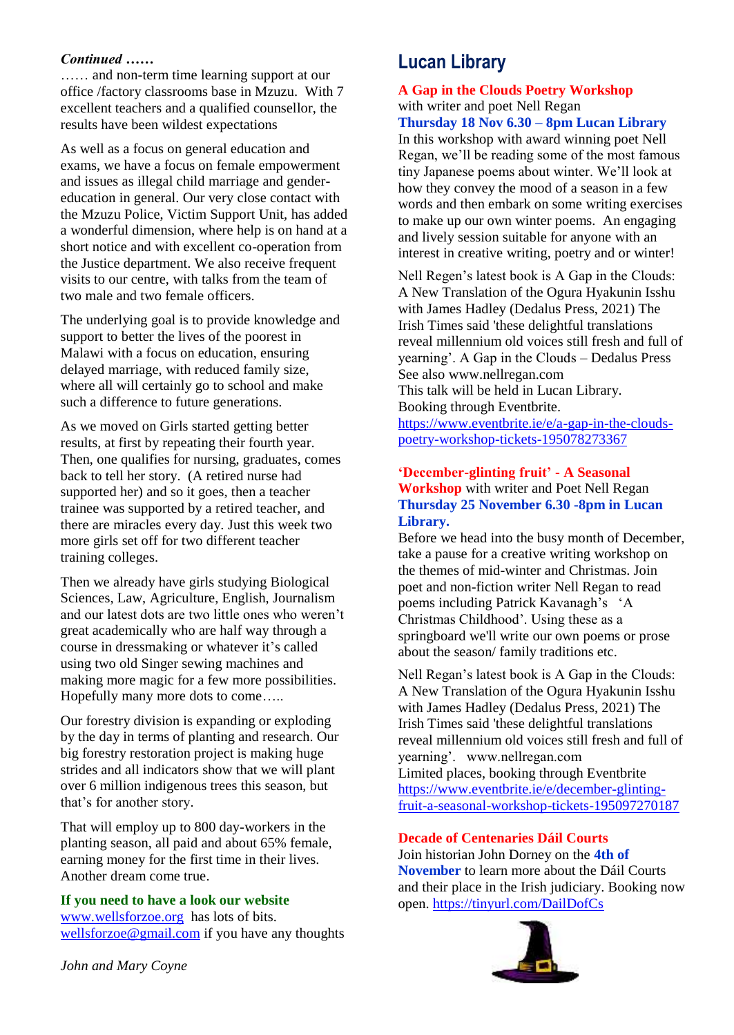*Continued ……*

…… and non-term time learning support at our office /factory classrooms base in Mzuzu. With 7 excellent teachers and a qualified counsellor, the results have been wildest expectations

As well as a focus on general education and exams, we have a focus on female empowerment and issues as illegal child marriage and gender-education in general. Our very close contact with the Mzuzu Police, Victim Support Unit, has added a wonderful dimension, where help is on hand at a short notice and with excellent co-operation from the Justice department. We also receive frequent visits to our centre, with talks from the team of two male and two female officers.

The underlying goal is to provide knowledge and support to better the lives of the poorest in Malawi with a focus on education, ensuring delayed marriage, with reduced family size, where all will certainly go to school and make such a difference to future generations.

As we moved on Girls started getting better results, at first by repeating their fourth year. Then, one qualifies for nursing, graduates, comes back to tell her story. (A retired nurse had supported her) and so it goes, then a teacher trainee was supported by a retired teacher, and there are miracles every day. Just this week two more girls set off for two different teacher training colleges.

Then we already have girls studying Biological Sciences, Law, Agriculture, English, Journalism and our latest dots are two little ones who weren't great academically who are half way through a course in dressmaking or whatever it's called using two old Singer sewing machines and making more magic for a few more possibilities. Hopefully many more dots to come…..

Our forestry division is expanding or exploding by the day in terms of planting and research. Our big forestry restoration project is making huge strides and all indicators show that we will plant over 6 million indigenous trees this season, but that's for another story.

That will employ up to 800 day-workers in the planting season, all paid and about 65% female, earning money for the first time in their lives. Another dream come true.

**If you need to have a look our website**
www.wellsforzoe.org has lots of bits.
wellsforzoe@gmail.com if you have any thoughts

*John and Mary Coyne*

## Lucan Library

**A Gap in the Clouds Poetry Workshop**
with writer and poet Nell Regan
**Thursday 18 Nov 6.30 – 8pm Lucan Library**
In this workshop with award winning poet Nell Regan, we'll be reading some of the most famous tiny Japanese poems about winter. We'll look at how they convey the mood of a season in a few words and then embark on some writing exercises to make up our own winter poems. An engaging and lively session suitable for anyone with an interest in creative writing, poetry and or winter!

Nell Regen's latest book is A Gap in the Clouds: A New Translation of the Ogura Hyakunin Isshu with James Hadley (Dedalus Press, 2021) The Irish Times said 'these delightful translations reveal millennium old voices still fresh and full of yearning'. A Gap in the Clouds – Dedalus Press
See also www.nellregan.com
This talk will be held in Lucan Library.
Booking through Eventbrite.
https://www.eventbrite.ie/e/a-gap-in-the-clouds-poetry-workshop-tickets-195078273367

**'December-glinting fruit' - A Seasonal Workshop** with writer and Poet Nell Regan
**Thursday 25 November 6.30 -8pm in Lucan Library.**
Before we head into the busy month of December, take a pause for a creative writing workshop on the themes of mid-winter and Christmas. Join poet and non-fiction writer Nell Regan to read poems including Patrick Kavanagh's 'A Christmas Childhood'. Using these as a springboard we'll write our own poems or prose about the season/ family traditions etc.

Nell Regan's latest book is A Gap in the Clouds: A New Translation of the Ogura Hyakunin Isshu with James Hadley (Dedalus Press, 2021) The Irish Times said 'these delightful translations reveal millennium old voices still fresh and full of yearning'. www.nellregan.com
Limited places, booking through Eventbrite
https://www.eventbrite.ie/e/december-glinting-fruit-a-seasonal-workshop-tickets-195097270187

**Decade of Centenaries Dáil Courts**
Join historian John Dorney on the **4th of November** to learn more about the Dáil Courts and their place in the Irish judiciary. Booking now open. https://tinyurl.com/DailDofCs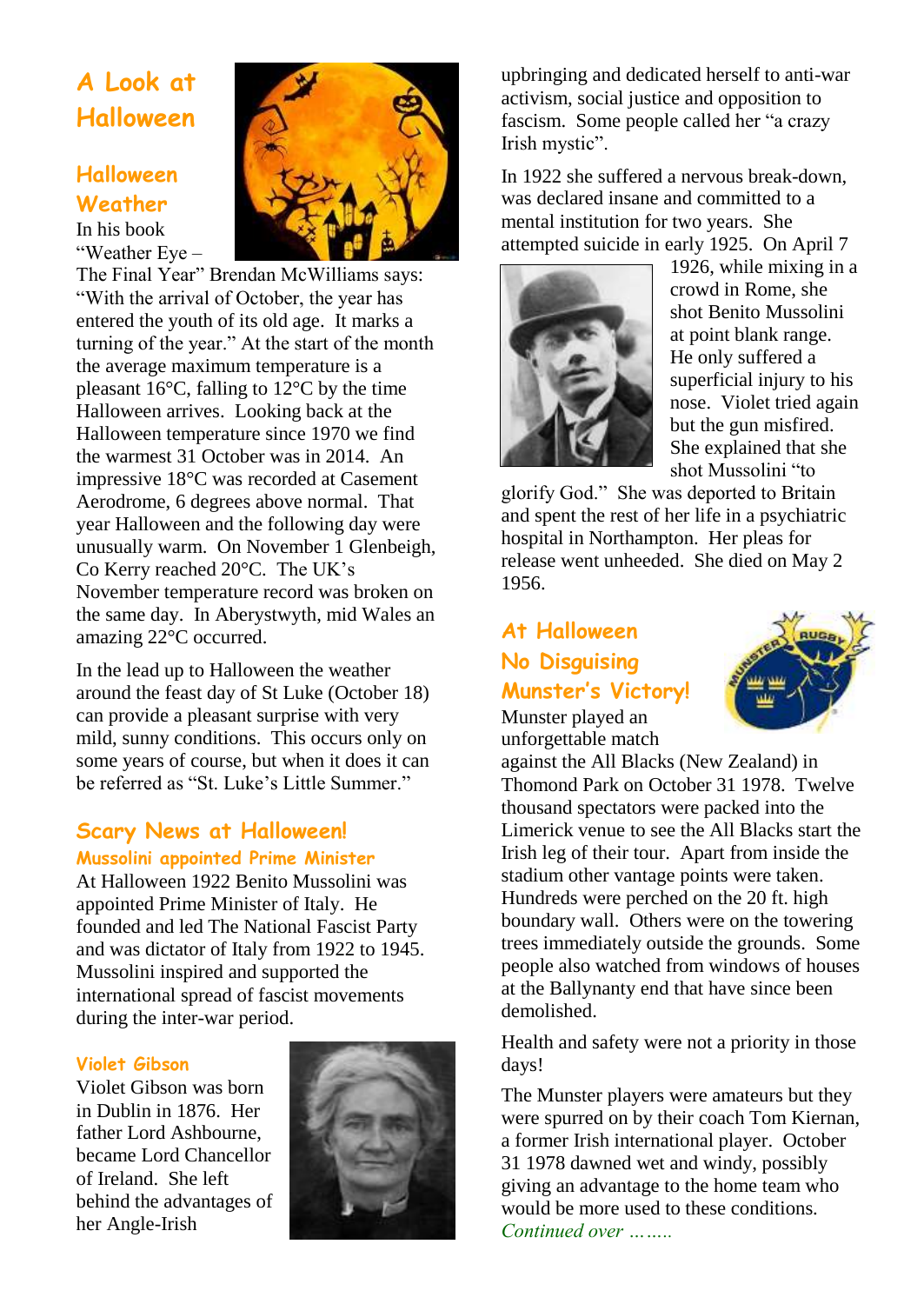# A Look at Halloween

## Halloween Weather

In his book "Weather Eye – The Final Year" Brendan McWilliams says: "With the arrival of October, the year has entered the youth of its old age. It marks a turning of the year." At the start of the month the average maximum temperature is a pleasant 16°C, falling to 12°C by the time Halloween arrives. Looking back at the Halloween temperature since 1970 we find the warmest 31 October was in 2014. An impressive 18°C was recorded at Casement Aerodrome, 6 degrees above normal. That year Halloween and the following day were unusually warm. On November 1 Glenbeigh, Co Kerry reached 20°C. The UK's November temperature record was broken on the same day. In Aberystwyth, mid Wales an amazing 22°C occurred.

In the lead up to Halloween the weather around the feast day of St Luke (October 18) can provide a pleasant surprise with very mild, sunny conditions. This occurs only on some years of course, but when it does it can be referred as "St. Luke's Little Summer."

## Scary News at Halloween!

### Mussolini appointed Prime Minister

At Halloween 1922 Benito Mussolini was appointed Prime Minister of Italy. He founded and led The National Fascist Party and was dictator of Italy from 1922 to 1945. Mussolini inspired and supported the international spread of fascist movements during the inter-war period.

### Violet Gibson

Violet Gibson was born in Dublin in 1876. Her father Lord Ashbourne, became Lord Chancellor of Ireland. She left behind the advantages of her Angle-Irish upbringing and dedicated herself to anti-war activism, social justice and opposition to fascism. Some people called her "a crazy Irish mystic".

In 1922 she suffered a nervous break-down, was declared insane and committed to a mental institution for two years. She attempted suicide in early 1925. On April 7 1926, while mixing in a crowd in Rome, she shot Benito Mussolini at point blank range. He only suffered a superficial injury to his nose. Violet tried again but the gun misfired. She explained that she shot Mussolini "to glorify God." She was deported to Britain and spent the rest of her life in a psychiatric hospital in Northampton. Her pleas for release went unheeded. She died on May 2 1956.

## At Halloween No Disguising Munster's Victory!

Munster played an unforgettable match against the All Blacks (New Zealand) in Thomond Park on October 31 1978. Twelve thousand spectators were packed into the Limerick venue to see the All Blacks start the Irish leg of their tour. Apart from inside the stadium other vantage points were taken. Hundreds were perched on the 20 ft. high boundary wall. Others were on the towering trees immediately outside the grounds. Some people also watched from windows of houses at the Ballynanty end that have since been demolished.

Health and safety were not a priority in those days!

The Munster players were amateurs but they were spurred on by their coach Tom Kiernan, a former Irish international player. October 31 1978 dawned wet and windy, possibly giving an advantage to the home team who would be more used to these conditions.

*Continued over ……..*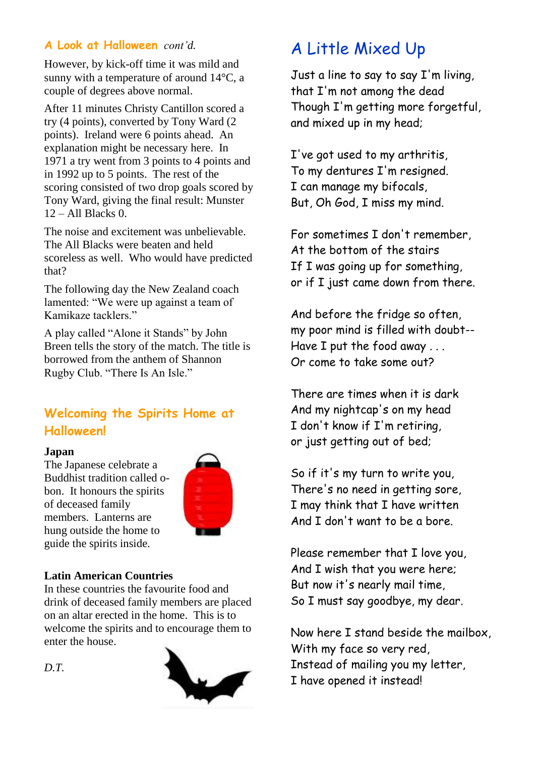## A Look at Halloween *cont'd.*

However, by kick-off time it was mild and sunny with a temperature of around 14°C, a couple of degrees above normal.

After 11 minutes Christy Cantillon scored a try (4 points), converted by Tony Ward (2 points). Ireland were 6 points ahead. An explanation might be necessary here. In 1971 a try went from 3 points to 4 points and in 1992 up to 5 points. The rest of the scoring consisted of two drop goals scored by Tony Ward, giving the final result: Munster 12 – All Blacks 0.

The noise and excitement was unbelievable. The All Blacks were beaten and held scoreless as well. Who would have predicted that?

The following day the New Zealand coach lamented: "We were up against a team of Kamikaze tacklers."

A play called "Alone it Stands" by John Breen tells the story of the match. The title is borrowed from the anthem of Shannon Rugby Club. "There Is An Isle."

## Welcoming the Spirits Home at Halloween!

**Japan**
The Japanese celebrate a Buddhist tradition called o-bon. It honours the spirits of deceased family members. Lanterns are hung outside the home to guide the spirits inside.

**Latin American Countries**
In these countries the favourite food and drink of deceased family members are placed on an altar erected in the home. This is to welcome the spirits and to encourage them to enter the house.

*D.T.*

# A Little Mixed Up

Just a line to say to say I'm living,
that I'm not among the dead
Though I'm getting more forgetful,
and mixed up in my head;

I've got used to my arthritis,
To my dentures I'm resigned.
I can manage my bifocals,
But, Oh God, I miss my mind.

For sometimes I don't remember,
At the bottom of the stairs
If I was going up for something,
or if I just came down from there.

And before the fridge so often,
my poor mind is filled with doubt--
Have I put the food away . . .
Or come to take some out?

There are times when it is dark
And my nightcap's on my head
I don't know if I'm retiring,
or just getting out of bed;

So if it's my turn to write you,
There's no need in getting sore,
I may think that I have written
And I don't want to be a bore.

Please remember that I love you,
And I wish that you were here;
But now it's nearly mail time,
So I must say goodbye, my dear.

Now here I stand beside the mailbox,
With my face so very red,
Instead of mailing you my letter,
I have opened it instead!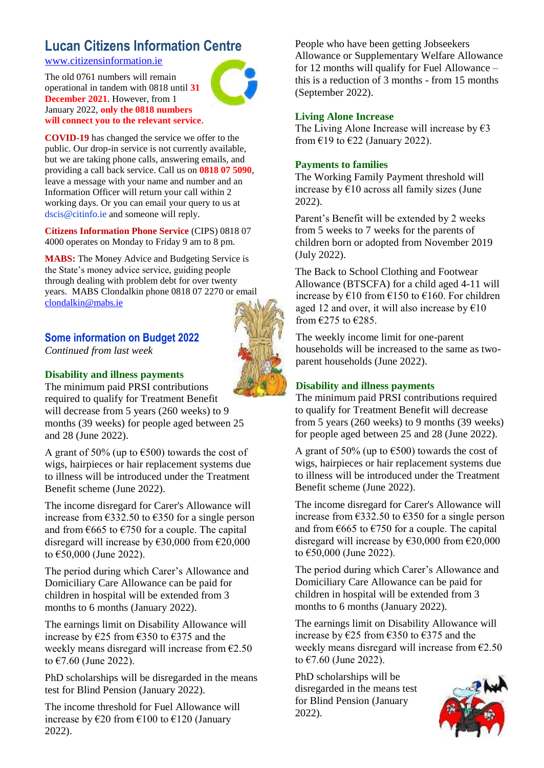## Lucan Citizens Information Centre

www.citizensinformation.ie

The old 0761 numbers will remain operational in tandem with 0818 until **31 December 2021**. However, from 1 January 2022, **only the 0818 numbers will connect you to the relevant service**.

**COVID-19** has changed the service we offer to the public. Our drop-in service is not currently available, but we are taking phone calls, answering emails, and providing a call back service. Call us on **0818 07 5090**, leave a message with your name and number and an Information Officer will return your call within 2 working days. Or you can email your query to us at dscis@citinfo.ie and someone will reply.

**Citizens Information Phone Service** (CIPS) 0818 07 4000 operates on Monday to Friday 9 am to 8 pm.

**MABS:** The Money Advice and Budgeting Service is the State's money advice service, guiding people through dealing with problem debt for over twenty years. MABS Clondalkin phone 0818 07 2270 or email clondalkin@mabs.ie

## Some information on Budget 2022

*Continued from last week*

### Disability and illness payments

The minimum paid PRSI contributions required to qualify for Treatment Benefit will decrease from 5 years (260 weeks) to 9 months (39 weeks) for people aged between 25 and 28 (June 2022).

A grant of 50% (up to €500) towards the cost of wigs, hairpieces or hair replacement systems due to illness will be introduced under the Treatment Benefit scheme (June 2022).

The income disregard for Carer's Allowance will increase from €332.50 to €350 for a single person and from €665 to €750 for a couple. The capital disregard will increase by €30,000 from €20,000 to €50,000 (June 2022).

The period during which Carer's Allowance and Domiciliary Care Allowance can be paid for children in hospital will be extended from 3 months to 6 months (January 2022).

The earnings limit on Disability Allowance will increase by €25 from €350 to €375 and the weekly means disregard will increase from €2.50 to €7.60 (June 2022).

PhD scholarships will be disregarded in the means test for Blind Pension (January 2022).

The income threshold for Fuel Allowance will increase by €20 from €100 to €120 (January 2022).

People who have been getting Jobseekers Allowance or Supplementary Welfare Allowance for 12 months will qualify for Fuel Allowance – this is a reduction of 3 months - from 15 months (September 2022).

### Living Alone Increase

The Living Alone Increase will increase by €3 from €19 to €22 (January 2022).

### Payments to families

The Working Family Payment threshold will increase by €10 across all family sizes (June 2022).

Parent's Benefit will be extended by 2 weeks from 5 weeks to 7 weeks for the parents of children born or adopted from November 2019 (July 2022).

The Back to School Clothing and Footwear Allowance (BTSCFA) for a child aged 4-11 will increase by €10 from €150 to €160. For children aged 12 and over, it will also increase by €10 from €275 to €285.

The weekly income limit for one-parent households will be increased to the same as two-parent households (June 2022).

### Disability and illness payments

The minimum paid PRSI contributions required to qualify for Treatment Benefit will decrease from 5 years (260 weeks) to 9 months (39 weeks) for people aged between 25 and 28 (June 2022).

A grant of 50% (up to €500) towards the cost of wigs, hairpieces or hair replacement systems due to illness will be introduced under the Treatment Benefit scheme (June 2022).

The income disregard for Carer's Allowance will increase from €332.50 to €350 for a single person and from €665 to €750 for a couple. The capital disregard will increase by €30,000 from €20,000 to €50,000 (June 2022).

The period during which Carer's Allowance and Domiciliary Care Allowance can be paid for children in hospital will be extended from 3 months to 6 months (January 2022).

The earnings limit on Disability Allowance will increase by €25 from €350 to €375 and the weekly means disregard will increase from €2.50 to €7.60 (June 2022).

PhD scholarships will be disregarded in the means test for Blind Pension (January 2022).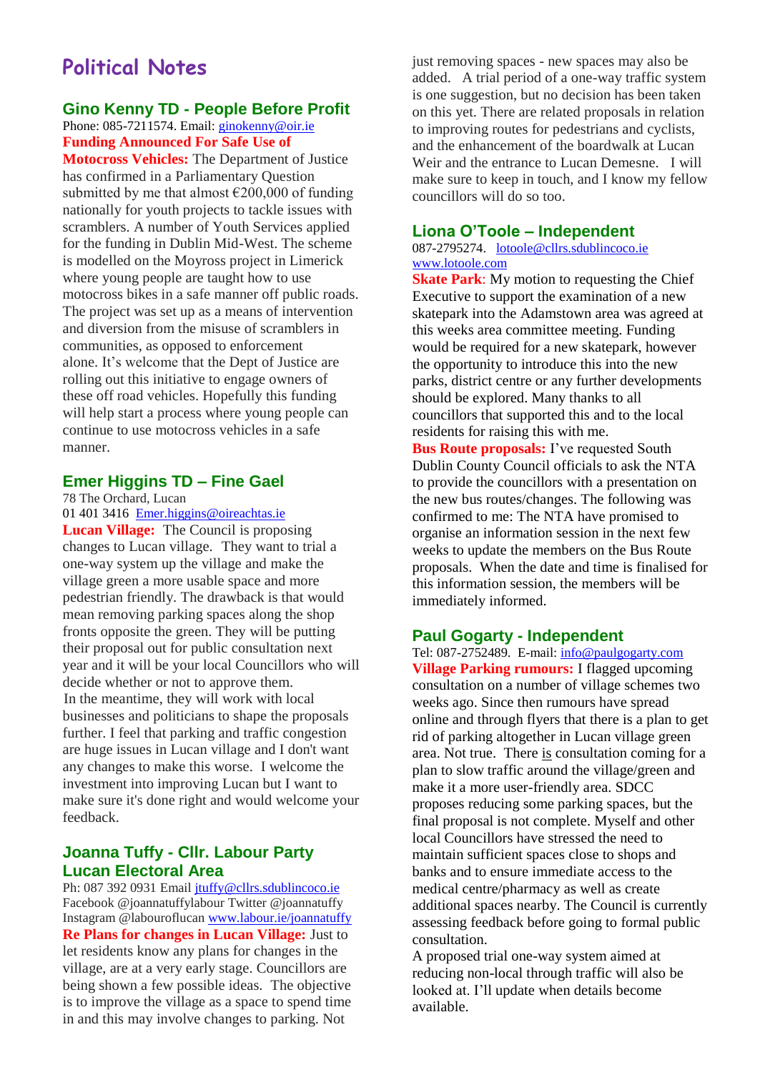# Political Notes

## Gino Kenny TD - People Before Profit

Phone: 085-7211574. Email: ginokenny@oir.ie

**Funding Announced For Safe Use of Motocross Vehicles:** The Department of Justice has confirmed in a Parliamentary Question submitted by me that almost €200,000 of funding nationally for youth projects to tackle issues with scramblers. A number of Youth Services applied for the funding in Dublin Mid-West. The scheme is modelled on the Moyross project in Limerick where young people are taught how to use motocross bikes in a safe manner off public roads. The project was set up as a means of intervention and diversion from the misuse of scramblers in communities, as opposed to enforcement alone. It's welcome that the Dept of Justice are rolling out this initiative to engage owners of these off road vehicles. Hopefully this funding will help start a process where young people can continue to use motocross vehicles in a safe manner.

## Emer Higgins TD – Fine Gael

78 The Orchard, Lucan

01 401 3416 Emer.higgins@oireachtas.ie

**Lucan Village:** The Council is proposing changes to Lucan village. They want to trial a one-way system up the village and make the village green a more usable space and more pedestrian friendly. The drawback is that would mean removing parking spaces along the shop fronts opposite the green. They will be putting their proposal out for public consultation next year and it will be your local Councillors who will decide whether or not to approve them.

In the meantime, they will work with local businesses and politicians to shape the proposals further. I feel that parking and traffic congestion are huge issues in Lucan village and I don't want any changes to make this worse. I welcome the investment into improving Lucan but I want to make sure it's done right and would welcome your feedback.

## Joanna Tuffy - Cllr. Labour Party Lucan Electoral Area

Ph: 087 392 0931 Email jtuffy@cllrs.sdublincoco.ie

Facebook @joannatuffylabour Twitter @joannatuffy

Instagram @labouroflucan www.labour.ie/joannatuffy

**Re Plans for changes in Lucan Village:** Just to let residents know any plans for changes in the village, are at a very early stage. Councillors are being shown a few possible ideas. The objective is to improve the village as a space to spend time in and this may involve changes to parking. Not just removing spaces - new spaces may also be added. A trial period of a one-way traffic system is one suggestion, but no decision has been taken on this yet. There are related proposals in relation to improving routes for pedestrians and cyclists, and the enhancement of the boardwalk at Lucan Weir and the entrance to Lucan Demesne. I will make sure to keep in touch, and I know my fellow councillors will do so too.

## Liona O'Toole – Independent

087-2795274. lotoole@cllrs.sdublincoco.ie

www.lotoole.com

**Skate Park**: My motion to requesting the Chief Executive to support the examination of a new skatepark into the Adamstown area was agreed at this weeks area committee meeting. Funding would be required for a new skatepark, however the opportunity to introduce this into the new parks, district centre or any further developments should be explored. Many thanks to all councillors that supported this and to the local residents for raising this with me.

**Bus Route proposals:** I've requested South Dublin County Council officials to ask the NTA to provide the councillors with a presentation on the new bus routes/changes. The following was confirmed to me: The NTA have promised to organise an information session in the next few weeks to update the members on the Bus Route proposals. When the date and time is finalised for this information session, the members will be immediately informed.

## Paul Gogarty - Independent

Tel: 087-2752489. E-mail: info@paulgogarty.com

**Village Parking rumours:** I flagged upcoming consultation on a number of village schemes two weeks ago. Since then rumours have spread online and through flyers that there is a plan to get rid of parking altogether in Lucan village green area. Not true. There is consultation coming for a plan to slow traffic around the village/green and make it a more user-friendly area. SDCC proposes reducing some parking spaces, but the final proposal is not complete. Myself and other local Councillors have stressed the need to maintain sufficient spaces close to shops and banks and to ensure immediate access to the medical centre/pharmacy as well as create additional spaces nearby. The Council is currently assessing feedback before going to formal public consultation.

A proposed trial one-way system aimed at reducing non-local through traffic will also be looked at. I'll update when details become available.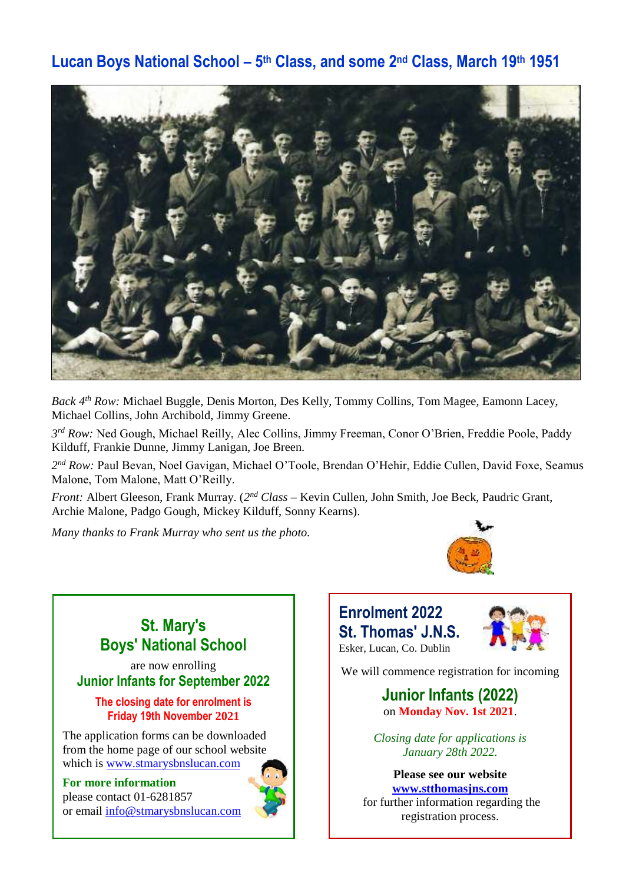## Lucan Boys National School – 5th Class, and some 2nd Class, March 19th 1951

*Back 4th Row:* Michael Buggle, Denis Morton, Des Kelly, Tommy Collins, Tom Magee, Eamonn Lacey, Michael Collins, John Archibold, Jimmy Greene.

*3rd Row:* Ned Gough, Michael Reilly, Alec Collins, Jimmy Freeman, Conor O'Brien, Freddie Poole, Paddy Kilduff, Frankie Dunne, Jimmy Lanigan, Joe Breen.

*2nd Row:* Paul Bevan, Noel Gavigan, Michael O'Toole, Brendan O'Hehir, Eddie Cullen, David Foxe, Seamus Malone, Tom Malone, Matt O'Reilly.

*Front:* Albert Gleeson, Frank Murray. (*2nd Class* – Kevin Cullen, John Smith, Joe Beck, Paudric Grant, Archie Malone, Padgo Gough, Mickey Kilduff, Sonny Kearns).

*Many thanks to Frank Murray who sent us the photo.*

### St. Mary's Boys' National School

are now enrolling

**Junior Infants for September 2022**

**The closing date for enrolment is Friday 19th November 2021**

The application forms can be downloaded from the home page of our school website which is www.stmarysbnslucan.com

**For more information**
please contact 01-6281857
or email info@stmarysbnslucan.com

### Enrolment 2022 St. Thomas' J.N.S.

Esker, Lucan, Co. Dublin

We will commence registration for incoming

**Junior Infants (2022)**
on **Monday Nov. 1st 2021**.

*Closing date for applications is January 28th 2022.*

**Please see our website**
**www.stthomasjns.com**
for further information regarding the registration process.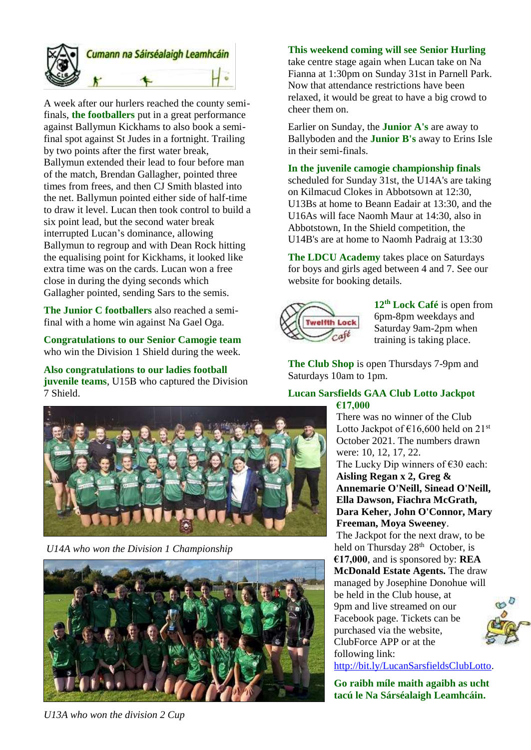Cumann na Sáirséalaigh Leamhcáin

A week after our hurlers reached the county semi-finals, **the footballers** put in a great performance against Ballymun Kickhams to also book a semi-final spot against St Judes in a fortnight. Trailing by two points after the first water break, Ballymun extended their lead to four before man of the match, Brendan Gallagher, pointed three times from frees, and then CJ Smith blasted into the net. Ballymun pointed either side of half-time to draw it level. Lucan then took control to build a six point lead, but the second water break interrupted Lucan's dominance, allowing Ballymun to regroup and with Dean Rock hitting the equalising point for Kickhams, it looked like extra time was on the cards. Lucan won a free close in during the dying seconds which Gallagher pointed, sending Sars to the semis.

**The Junior C footballers** also reached a semi-final with a home win against Na Gael Oga.

**Congratulations to our Senior Camogie team** who win the Division 1 Shield during the week.

**Also congratulations to our ladies football juvenile teams**, U15B who captured the Division 7 Shield.

*U14A who won the Division 1 Championship*

*U13A who won the division 2 Cup*

**This weekend coming will see Senior Hurling** take centre stage again when Lucan take on Na Fianna at 1:30pm on Sunday 31st in Parnell Park. Now that attendance restrictions have been relaxed, it would be great to have a big crowd to cheer them on.

Earlier on Sunday, the **Junior A's** are away to Ballyboden and the **Junior B's** away to Erins Isle in their semi-finals.

**In the juvenile camogie championship finals** scheduled for Sunday 31st, the U14A's are taking on Kilmacud Clokes in Abbotsown at 12:30, U13Bs at home to Beann Eadair at 13:30, and the U16As will face Naomh Maur at 14:30, also in Abbotstown, In the Shield competition, the U14B's are at home to Naomh Padraig at 13:30

**The LDCU Academy** takes place on Saturdays for boys and girls aged between 4 and 7. See our website for booking details.

**12th Lock Café** is open from 6pm-8pm weekdays and Saturday 9am-2pm when training is taking place.

**The Club Shop** is open Thursdays 7-9pm and Saturdays 10am to 1pm.

**Lucan Sarsfields GAA Club Lotto Jackpot €17,000**

There was no winner of the Club Lotto Jackpot of €16,600 held on 21st October 2021. The numbers drawn were: 10, 12, 17, 22.

The Lucky Dip winners of €30 each: **Aisling Regan x 2, Greg & Annemarie O'Neill, Sinead O'Neill, Ella Dawson, Fiachra McGrath, Dara Keher, John O'Connor, Mary Freeman, Moya Sweeney**.

The Jackpot for the next draw, to be held on Thursday 28th October, is **€17,000**, and is sponsored by: **REA McDonald Estate Agents.** The draw managed by Josephine Donohue will be held in the Club house, at 9pm and live streamed on our Facebook page. Tickets can be purchased via the website, ClubForce APP or at the following link: http://bit.ly/LucanSarsfieldsClubLotto.

**Go raibh míle maith agaibh as ucht tacú le Na Sárséalaigh Leamhcáin.**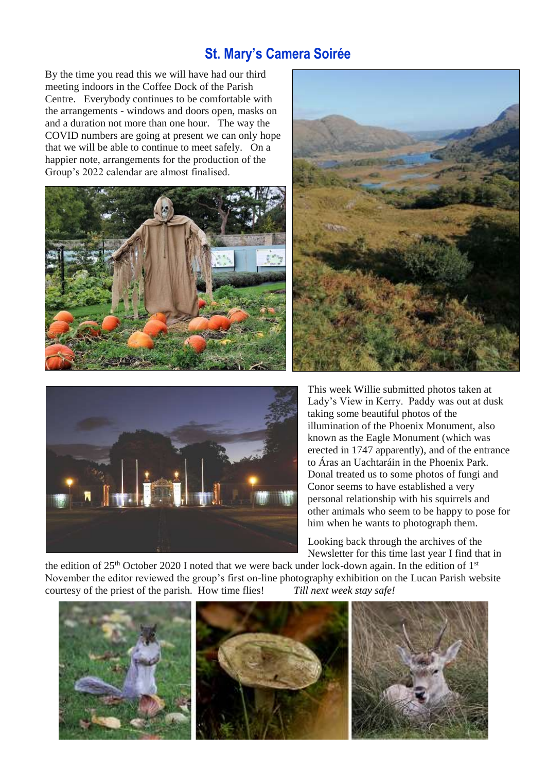## St. Mary's Camera Soirée

By the time you read this we will have had our third meeting indoors in the Coffee Dock of the Parish Centre. Everybody continues to be comfortable with the arrangements - windows and doors open, masks on and a duration not more than one hour. The way the COVID numbers are going at present we can only hope that we will be able to continue to meet safely. On a happier note, arrangements for the production of the Group's 2022 calendar are almost finalised.

This week Willie submitted photos taken at Lady's View in Kerry. Paddy was out at dusk taking some beautiful photos of the illumination of the Phoenix Monument, also known as the Eagle Monument (which was erected in 1747 apparently), and of the entrance to Áras an Uachtaráin in the Phoenix Park. Donal treated us to some photos of fungi and Conor seems to have established a very personal relationship with his squirrels and other animals who seem to be happy to pose for him when he wants to photograph them.

Looking back through the archives of the Newsletter for this time last year I find that in the edition of 25th October 2020 I noted that we were back under lock-down again. In the edition of 1st November the editor reviewed the group's first on-line photography exhibition on the Lucan Parish website courtesy of the priest of the parish. How time flies! *Till next week stay safe!*